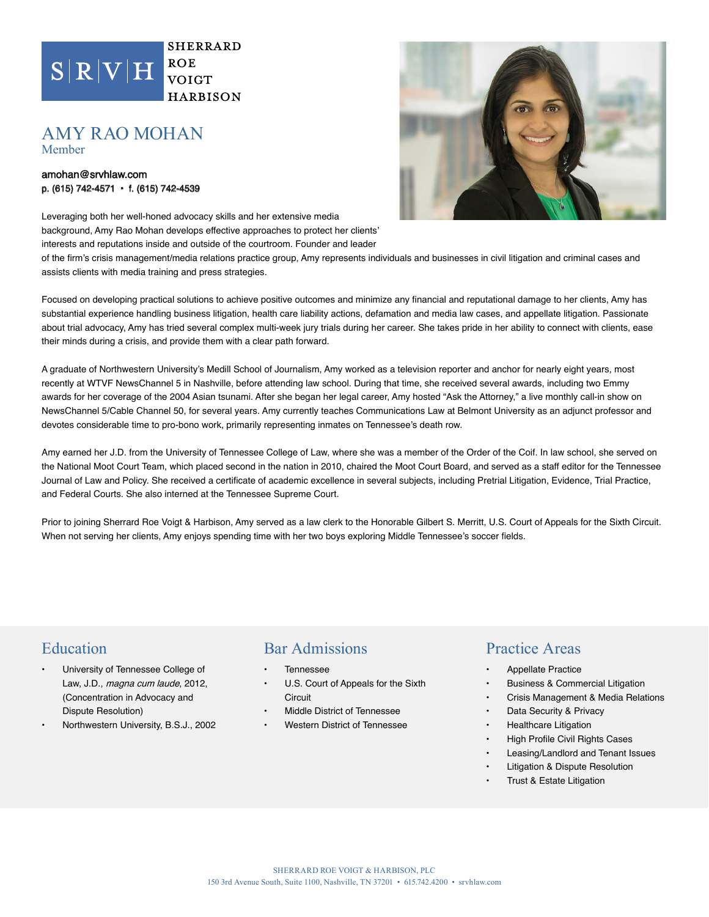SHERRARD ROE VOIGT HARBISON

# AMY RAO MOHAN

Member

amohan@srvhlaw.com
p. (615) 742-4571 • f. (615) 742-4539

Leveraging both her well-honed advocacy skills and her extensive media background, Amy Rao Mohan develops effective approaches to protect her clients' interests and reputations inside and outside of the courtroom. Founder and leader of the firm's crisis management/media relations practice group, Amy represents individuals and businesses in civil litigation and criminal cases and assists clients with media training and press strategies.

Focused on developing practical solutions to achieve positive outcomes and minimize any financial and reputational damage to her clients, Amy has substantial experience handling business litigation, health care liability actions, defamation and media law cases, and appellate litigation. Passionate about trial advocacy, Amy has tried several complex multi-week jury trials during her career. She takes pride in her ability to connect with clients, ease their minds during a crisis, and provide them with a clear path forward.

A graduate of Northwestern University's Medill School of Journalism, Amy worked as a television reporter and anchor for nearly eight years, most recently at WTVF NewsChannel 5 in Nashville, before attending law school. During that time, she received several awards, including two Emmy awards for her coverage of the 2004 Asian tsunami. After she began her legal career, Amy hosted "Ask the Attorney," a live monthly call-in show on NewsChannel 5/Cable Channel 50, for several years. Amy currently teaches Communications Law at Belmont University as an adjunct professor and devotes considerable time to pro-bono work, primarily representing inmates on Tennessee's death row.

Amy earned her J.D. from the University of Tennessee College of Law, where she was a member of the Order of the Coif. In law school, she served on the National Moot Court Team, which placed second in the nation in 2010, chaired the Moot Court Board, and served as a staff editor for the Tennessee Journal of Law and Policy. She received a certificate of academic excellence in several subjects, including Pretrial Litigation, Evidence, Trial Practice, and Federal Courts. She also interned at the Tennessee Supreme Court.

Prior to joining Sherrard Roe Voigt & Harbison, Amy served as a law clerk to the Honorable Gilbert S. Merritt, U.S. Court of Appeals for the Sixth Circuit. When not serving her clients, Amy enjoys spending time with her two boys exploring Middle Tennessee's soccer fields.

## Education

- University of Tennessee College of Law, J.D., *magna cum laude*, 2012, (Concentration in Advocacy and Dispute Resolution)
- Northwestern University, B.S.J., 2002

## Bar Admissions

- Tennessee
- U.S. Court of Appeals for the Sixth Circuit
- Middle District of Tennessee
- Western District of Tennessee

## Practice Areas

- Appellate Practice
- Business & Commercial Litigation
- Crisis Management & Media Relations
- Data Security & Privacy
- Healthcare Litigation
- High Profile Civil Rights Cases
- Leasing/Landlord and Tenant Issues
- Litigation & Dispute Resolution
- Trust & Estate Litigation

SHERRARD ROE VOIGT & HARBISON, PLC
150 3rd Avenue South, Suite 1100, Nashville, TN 37201 • 615.742.4200 • srvhlaw.com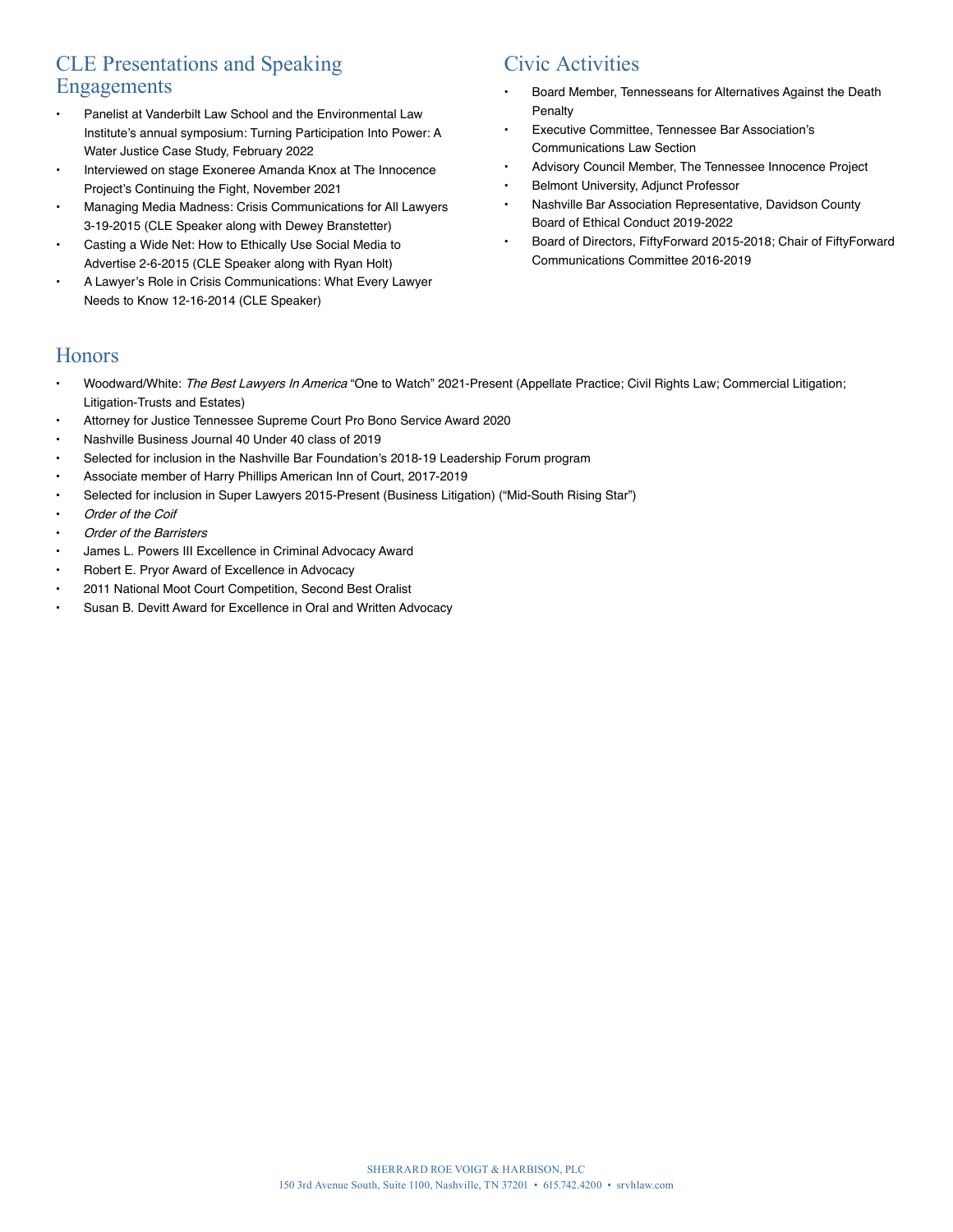## CLE Presentations and Speaking Engagements

- Panelist at Vanderbilt Law School and the Environmental Law Institute's annual symposium: Turning Participation Into Power: A Water Justice Case Study, February 2022
- Interviewed on stage Exoneree Amanda Knox at The Innocence Project's Continuing the Fight, November 2021
- Managing Media Madness: Crisis Communications for All Lawyers 3-19-2015 (CLE Speaker along with Dewey Branstetter)
- Casting a Wide Net: How to Ethically Use Social Media to Advertise 2-6-2015 (CLE Speaker along with Ryan Holt)
- A Lawyer's Role in Crisis Communications: What Every Lawyer Needs to Know 12-16-2014 (CLE Speaker)

## Civic Activities

- Board Member, Tennesseans for Alternatives Against the Death Penalty
- Executive Committee, Tennessee Bar Association's Communications Law Section
- Advisory Council Member, The Tennessee Innocence Project
- Belmont University, Adjunct Professor
- Nashville Bar Association Representative, Davidson County Board of Ethical Conduct 2019-2022
- Board of Directors, FiftyForward 2015-2018; Chair of FiftyForward Communications Committee 2016-2019

## Honors

- Woodward/White: *The Best Lawyers In America* "One to Watch" 2021-Present (Appellate Practice; Civil Rights Law; Commercial Litigation; Litigation-Trusts and Estates)
- Attorney for Justice Tennessee Supreme Court Pro Bono Service Award 2020
- Nashville Business Journal 40 Under 40 class of 2019
- Selected for inclusion in the Nashville Bar Foundation's 2018-19 Leadership Forum program
- Associate member of Harry Phillips American Inn of Court, 2017-2019
- Selected for inclusion in Super Lawyers 2015-Present (Business Litigation) ("Mid-South Rising Star")
- *Order of the Coif*
- *Order of the Barristers*
- James L. Powers III Excellence in Criminal Advocacy Award
- Robert E. Pryor Award of Excellence in Advocacy
- 2011 National Moot Court Competition, Second Best Oralist
- Susan B. Devitt Award for Excellence in Oral and Written Advocacy